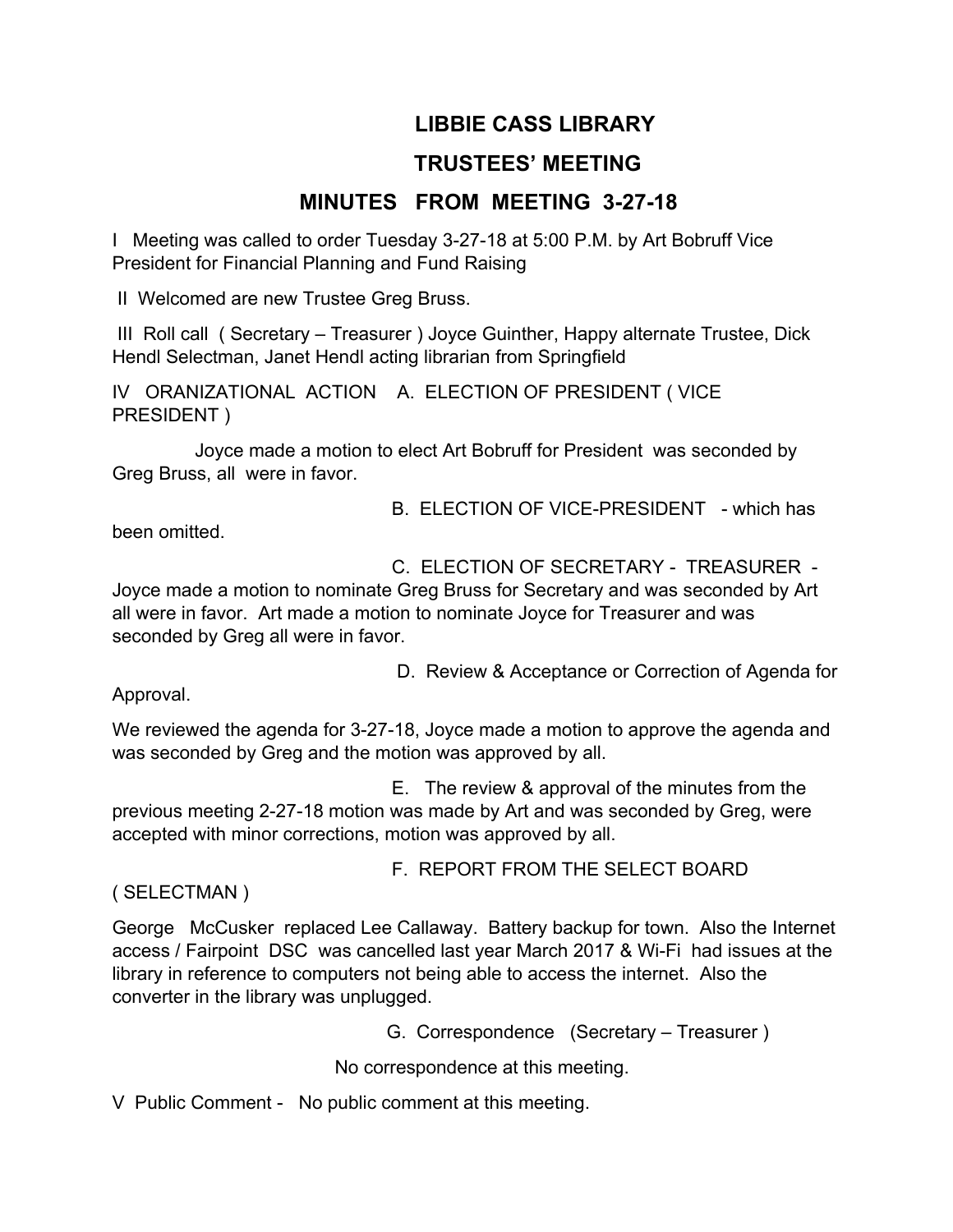# LIBBIE CASS LIBRARY

# TRUSTEES' MEETING

# MINUTES FROM MEETING 3-27-18

I Meeting was called to order Tuesday 3-27-18 at 5:00 P.M. by Art Bobruff Vice President for Financial Planning and Fund Raising

II Welcomed are new Trustee Greg Bruss.

III Roll call ( Secretary – Treasurer ) Joyce Guinther, Happy alternate Trustee, Dick Hendl Selectman, Janet Hendl acting librarian from Springfield

IV ORANIZATIONAL ACTION A. ELECTION OF PRESIDENT ( VICE PRESIDENT )

Joyce made a motion to elect Art Bobruff for President was seconded by Greg Bruss, all were in favor.

B. ELECTION OF VICE-PRESIDENT - which has been omitted.

C. ELECTION OF SECRETARY - TREASURER - Joyce made a motion to nominate Greg Bruss for Secretary and was seconded by Art all were in favor. Art made a motion to nominate Joyce for Treasurer and was seconded by Greg all were in favor.

D. Review & Acceptance or Correction of Agenda for Approval.

We reviewed the agenda for 3-27-18, Joyce made a motion to approve the agenda and was seconded by Greg and the motion was approved by all.

E. The review & approval of the minutes from the previous meeting 2-27-18 motion was made by Art and was seconded by Greg, were accepted with minor corrections, motion was approved by all.

F. REPORT FROM THE SELECT BOARD ( SELECTMAN )

George McCusker replaced Lee Callaway. Battery backup for town. Also the Internet access / Fairpoint DSC was cancelled last year March 2017 & Wi-Fi had issues at the library in reference to computers not being able to access the internet. Also the converter in the library was unplugged.

G. Correspondence (Secretary – Treasurer )

No correspondence at this meeting.

V Public Comment - No public comment at this meeting.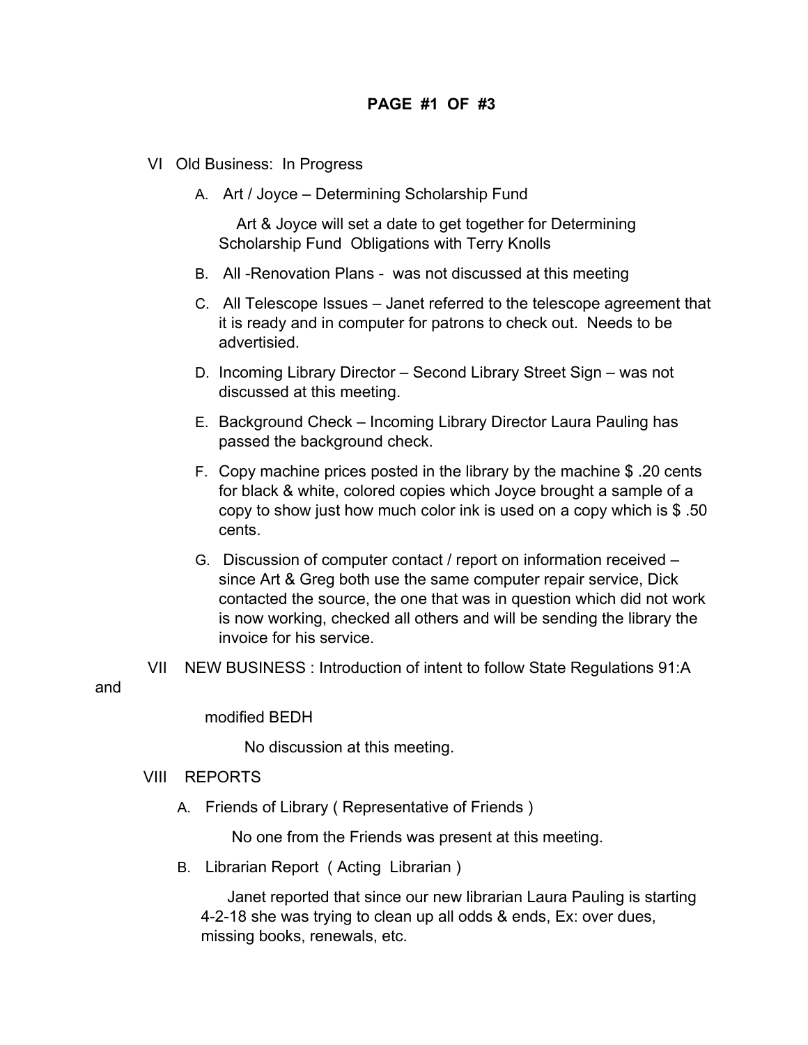**PAGE #1 OF #3**

VI Old Business: In Progress

A. Art / Joyce – Determining Scholarship Fund

Art & Joyce will set a date to get together for Determining Scholarship Fund Obligations with Terry Knolls

B. All -Renovation Plans - was not discussed at this meeting

C. All Telescope Issues – Janet referred to the telescope agreement that it is ready and in computer for patrons to check out. Needs to be advertisied.

D. Incoming Library Director – Second Library Street Sign – was not discussed at this meeting.

E. Background Check – Incoming Library Director Laura Pauling has passed the background check.

F. Copy machine prices posted in the library by the machine $ .20 cents for black & white, colored copies which Joyce brought a sample of a copy to show just how much color ink is used on a copy which is $ .50 cents.

G. Discussion of computer contact / report on information received – since Art & Greg both use the same computer repair service, Dick contacted the source, the one that was in question which did not work is now working, checked all others and will be sending the library the invoice for his service.

VII NEW BUSINESS : Introduction of intent to follow State Regulations 91:A and

modified BEDH

No discussion at this meeting.

VIII REPORTS

A. Friends of Library ( Representative of Friends )

No one from the Friends was present at this meeting.

B. Librarian Report ( Acting Librarian )

Janet reported that since our new librarian Laura Pauling is starting 4-2-18 she was trying to clean up all odds & ends, Ex: over dues, missing books, renewals, etc.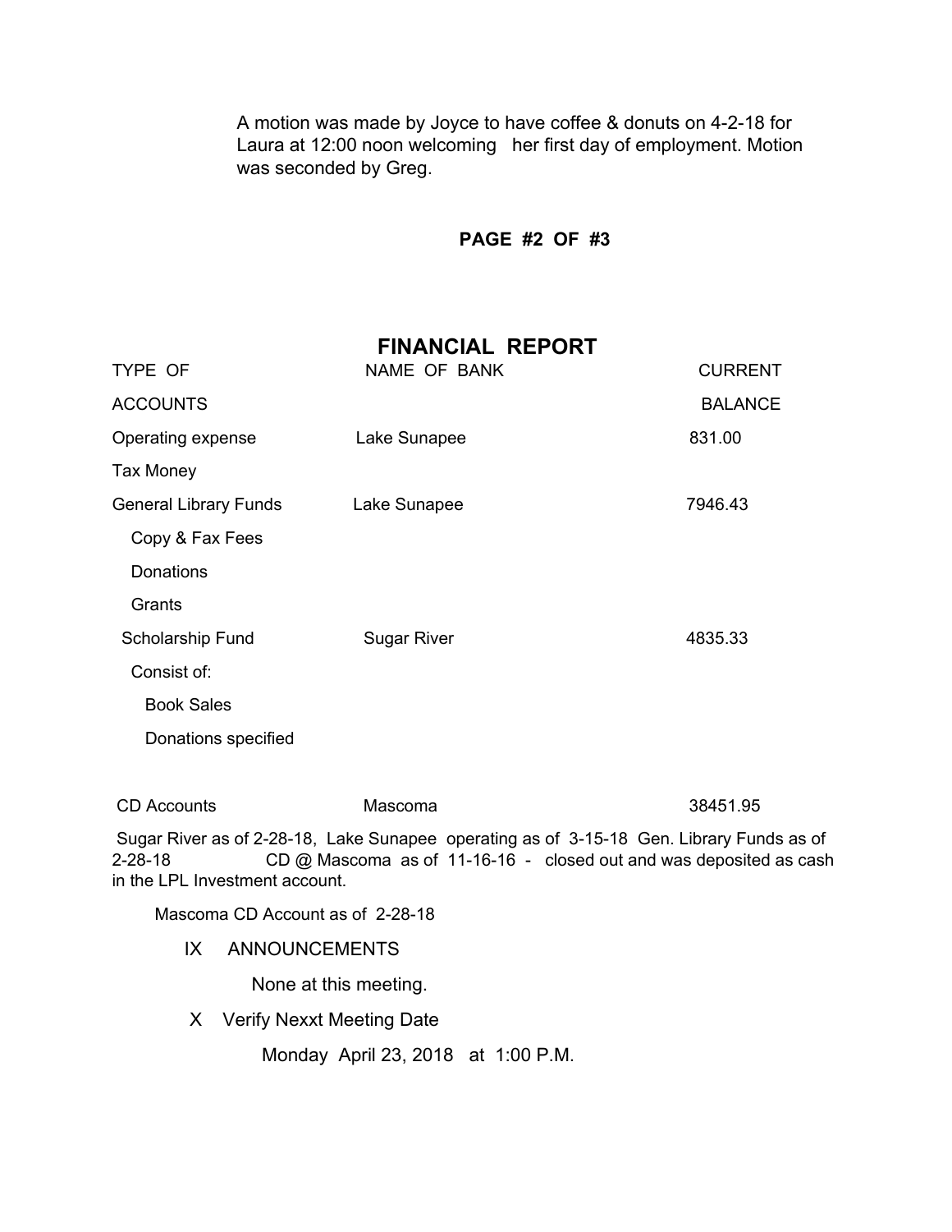A motion was made by Joyce to have coffee & donuts on 4-2-18 for Laura at 12:00 noon welcoming her first day of employment. Motion was seconded by Greg.

## FINANCIAL REPORT

| TYPE OF ACCOUNTS | NAME OF BANK | CURRENT BALANCE |
|---|---|---|
| Operating expense | Lake Sunapee | 831.00 |
| Tax Money | | |
| General Library Funds | Lake Sunapee | 7946.43 |
| Copy & Fax Fees | | |
| Donations | | |
| Grants | | |
| Scholarship Fund | Sugar River | 4835.33 |
| Consist of: | | |
| Book Sales | | |
| Donations specified | | |
| CD Accounts | Mascoma | 38451.95 |

Sugar River as of 2-28-18, Lake Sunapee operating as of 3-15-18 Gen. Library Funds as of 2-28-18 CD @ Mascoma as of 11-16-16 - closed out and was deposited as cash in the LPL Investment account.

Mascoma CD Account as of 2-28-18

IX ANNOUNCEMENTS

None at this meeting.

X Verify Nexxt Meeting Date

Monday April 23, 2018 at 1:00 P.M.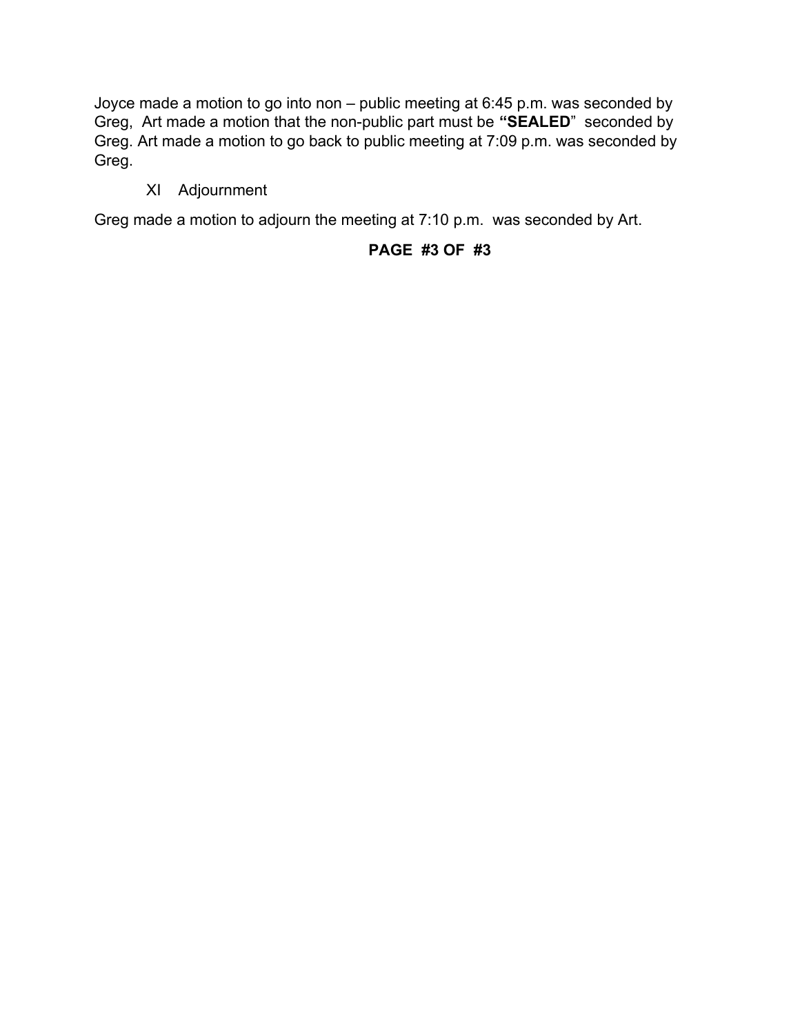Joyce made a motion to go into non – public meeting at 6:45 p.m. was seconded by Greg, Art made a motion that the non-public part must be **"SEALED"** seconded by Greg. Art made a motion to go back to public meeting at 7:09 p.m. was seconded by Greg.

XI Adjournment

Greg made a motion to adjourn the meeting at 7:10 p.m. was seconded by Art.